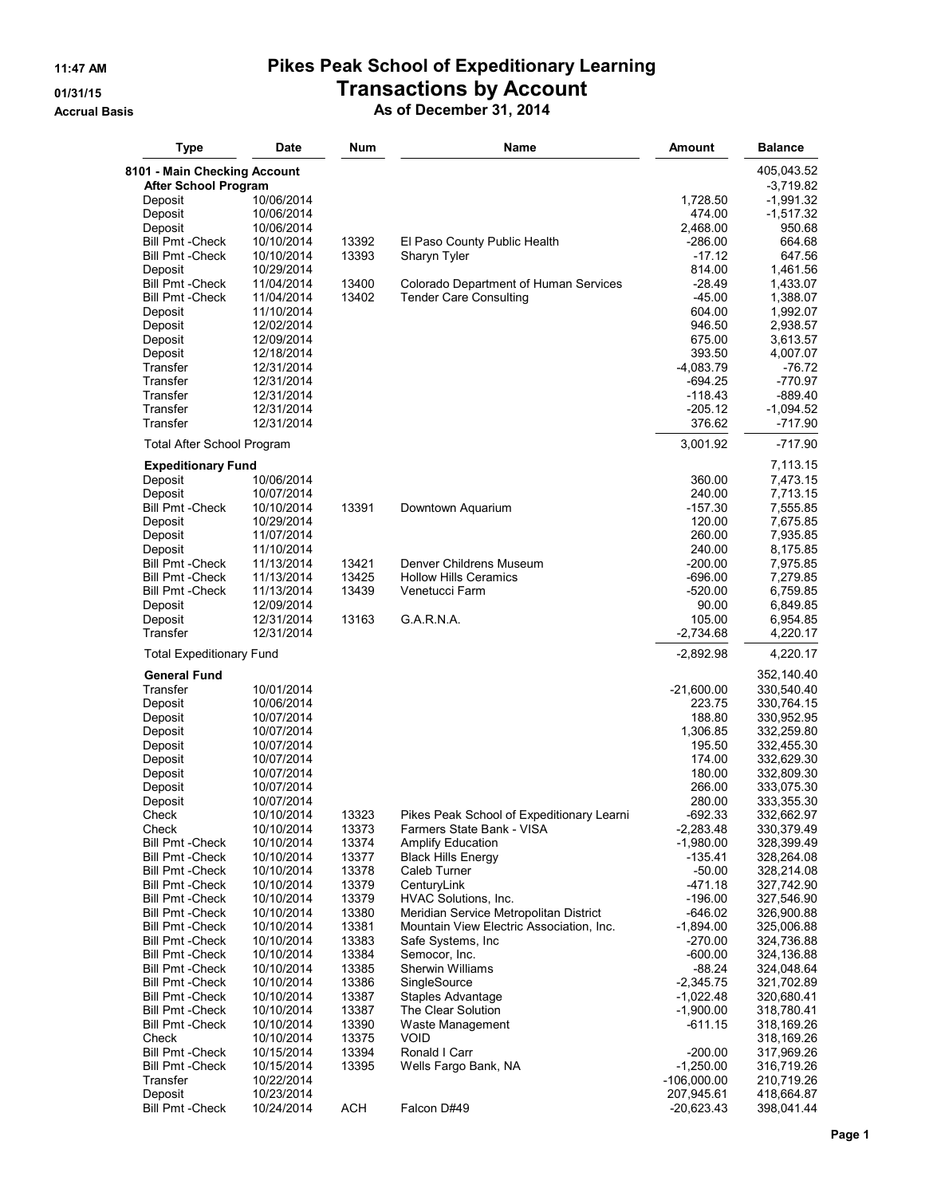# Pikes Peak School of Expeditionary Learning
## Transactions by Account
### As of December 31, 2014

11:47 AM
01/31/15
Accrual Basis

| Type | Date | Num | Name | Amount | Balance |
|---|---|---|---|---|---|
| **8101 - Main Checking Account** | | | | | 405,043.52 |
| **After School Program** | | | | | -3,719.82 |
| Deposit | 10/06/2014 | | | 1,728.50 | -1,991.32 |
| Deposit | 10/06/2014 | | | 474.00 | -1,517.32 |
| Deposit | 10/06/2014 | | | 2,468.00 | 950.68 |
| Bill Pmt -Check | 10/10/2014 | 13392 | El Paso County Public Health | -286.00 | 664.68 |
| Bill Pmt -Check | 10/10/2014 | 13393 | Sharyn Tyler | -17.12 | 647.56 |
| Deposit | 10/29/2014 | | | 814.00 | 1,461.56 |
| Bill Pmt -Check | 11/04/2014 | 13400 | Colorado Department of Human Services | -28.49 | 1,433.07 |
| Bill Pmt -Check | 11/04/2014 | 13402 | Tender Care Consulting | -45.00 | 1,388.07 |
| Deposit | 11/10/2014 | | | 604.00 | 1,992.07 |
| Deposit | 12/02/2014 | | | 946.50 | 2,938.57 |
| Deposit | 12/09/2014 | | | 675.00 | 3,613.57 |
| Deposit | 12/18/2014 | | | 393.50 | 4,007.07 |
| Transfer | 12/31/2014 | | | -4,083.79 | -76.72 |
| Transfer | 12/31/2014 | | | -694.25 | -770.97 |
| Transfer | 12/31/2014 | | | -118.43 | -889.40 |
| Transfer | 12/31/2014 | | | -205.12 | -1,094.52 |
| Transfer | 12/31/2014 | | | 376.62 | -717.90 |
| Total After School Program | | | | 3,001.92 | -717.90 |
| **Expeditionary Fund** | | | | | 7,113.15 |
| Deposit | 10/06/2014 | | | 360.00 | 7,473.15 |
| Deposit | 10/07/2014 | | | 240.00 | 7,713.15 |
| Bill Pmt -Check | 10/10/2014 | 13391 | Downtown Aquarium | -157.30 | 7,555.85 |
| Deposit | 10/29/2014 | | | 120.00 | 7,675.85 |
| Deposit | 11/07/2014 | | | 260.00 | 7,935.85 |
| Deposit | 11/10/2014 | | | 240.00 | 8,175.85 |
| Bill Pmt -Check | 11/13/2014 | 13421 | Denver Childrens Museum | -200.00 | 7,975.85 |
| Bill Pmt -Check | 11/13/2014 | 13425 | Hollow Hills Ceramics | -696.00 | 7,279.85 |
| Bill Pmt -Check | 11/13/2014 | 13439 | Venetucci Farm | -520.00 | 6,759.85 |
| Deposit | 12/09/2014 | | | 90.00 | 6,849.85 |
| Deposit | 12/31/2014 | 13163 | G.A.R.N.A. | 105.00 | 6,954.85 |
| Transfer | 12/31/2014 | | | -2,734.68 | 4,220.17 |
| Total Expeditionary Fund | | | | -2,892.98 | 4,220.17 |
| **General Fund** | | | | | 352,140.40 |
| Transfer | 10/01/2014 | | | -21,600.00 | 330,540.40 |
| Deposit | 10/06/2014 | | | 223.75 | 330,764.15 |
| Deposit | 10/07/2014 | | | 188.80 | 330,952.95 |
| Deposit | 10/07/2014 | | | 1,306.85 | 332,259.80 |
| Deposit | 10/07/2014 | | | 195.50 | 332,455.30 |
| Deposit | 10/07/2014 | | | 174.00 | 332,629.30 |
| Deposit | 10/07/2014 | | | 180.00 | 332,809.30 |
| Deposit | 10/07/2014 | | | 266.00 | 333,075.30 |
| Deposit | 10/07/2014 | | | 280.00 | 333,355.30 |
| Check | 10/10/2014 | 13323 | Pikes Peak School of Expeditionary Learni | -692.33 | 332,662.97 |
| Check | 10/10/2014 | 13373 | Farmers State Bank - VISA | -2,283.48 | 330,379.49 |
| Bill Pmt -Check | 10/10/2014 | 13374 | Amplify Education | -1,980.00 | 328,399.49 |
| Bill Pmt -Check | 10/10/2014 | 13377 | Black Hills Energy | -135.41 | 328,264.08 |
| Bill Pmt -Check | 10/10/2014 | 13378 | Caleb Turner | -50.00 | 328,214.08 |
| Bill Pmt -Check | 10/10/2014 | 13379 | CenturyLink | -471.18 | 327,742.90 |
| Bill Pmt -Check | 10/10/2014 | 13379 | HVAC Solutions, Inc. | -196.00 | 327,546.90 |
| Bill Pmt -Check | 10/10/2014 | 13380 | Meridian Service Metropolitan District | -646.02 | 326,900.88 |
| Bill Pmt -Check | 10/10/2014 | 13381 | Mountain View Electric Association, Inc. | -1,894.00 | 325,006.88 |
| Bill Pmt -Check | 10/10/2014 | 13383 | Safe Systems, Inc | -270.00 | 324,736.88 |
| Bill Pmt -Check | 10/10/2014 | 13384 | Semocor, Inc. | -600.00 | 324,136.88 |
| Bill Pmt -Check | 10/10/2014 | 13385 | Sherwin Williams | -88.24 | 324,048.64 |
| Bill Pmt -Check | 10/10/2014 | 13386 | SingleSource | -2,345.75 | 321,702.89 |
| Bill Pmt -Check | 10/10/2014 | 13387 | Staples Advantage | -1,022.48 | 320,680.41 |
| Bill Pmt -Check | 10/10/2014 | 13387 | The Clear Solution | -1,900.00 | 318,780.41 |
| Bill Pmt -Check | 10/10/2014 | 13390 | Waste Management | -611.15 | 318,169.26 |
| Check | 10/10/2014 | 13375 | VOID | | 318,169.26 |
| Bill Pmt -Check | 10/15/2014 | 13394 | Ronald I Carr | -200.00 | 317,969.26 |
| Bill Pmt -Check | 10/15/2014 | 13395 | Wells Fargo Bank, NA | -1,250.00 | 316,719.26 |
| Transfer | 10/22/2014 | | | -106,000.00 | 210,719.26 |
| Deposit | 10/23/2014 | | | 207,945.61 | 418,664.87 |
| Bill Pmt -Check | 10/24/2014 | ACH | Falcon D#49 | -20,623.43 | 398,041.44 |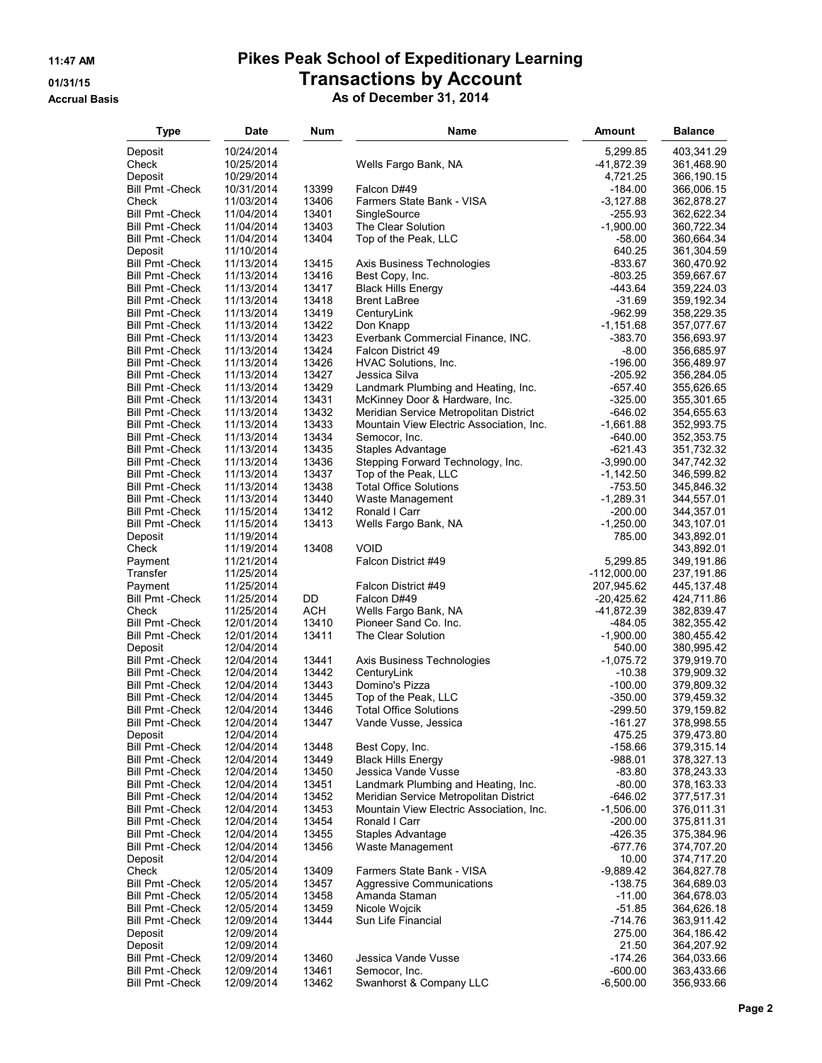# Pikes Peak School of Expeditionary Learning

## Transactions by Account

### As of December 31, 2014

11:47 AM
01/31/15
Accrual Basis

| Type | Date | Num | Name | Amount | Balance |
|---|---|---|---|---|---|
| Deposit | 10/24/2014 | | | 5,299.85 | 403,341.29 |
| Check | 10/25/2014 | | Wells Fargo Bank, NA | -41,872.39 | 361,468.90 |
| Deposit | 10/29/2014 | | | 4,721.25 | 366,190.15 |
| Bill Pmt -Check | 10/31/2014 | 13399 | Falcon D#49 | -184.00 | 366,006.15 |
| Check | 11/03/2014 | 13406 | Farmers State Bank - VISA | -3,127.88 | 362,878.27 |
| Bill Pmt -Check | 11/04/2014 | 13401 | SingleSource | -255.93 | 362,622.34 |
| Bill Pmt -Check | 11/04/2014 | 13403 | The Clear Solution | -1,900.00 | 360,722.34 |
| Bill Pmt -Check | 11/04/2014 | 13404 | Top of the Peak, LLC | -58.00 | 360,664.34 |
| Deposit | 11/10/2014 | | | 640.25 | 361,304.59 |
| Bill Pmt -Check | 11/13/2014 | 13415 | Axis Business Technologies | -833.67 | 360,470.92 |
| Bill Pmt -Check | 11/13/2014 | 13416 | Best Copy, Inc. | -803.25 | 359,667.67 |
| Bill Pmt -Check | 11/13/2014 | 13417 | Black Hills Energy | -443.64 | 359,224.03 |
| Bill Pmt -Check | 11/13/2014 | 13418 | Brent LaBree | -31.69 | 359,192.34 |
| Bill Pmt -Check | 11/13/2014 | 13419 | CenturyLink | -962.99 | 358,229.35 |
| Bill Pmt -Check | 11/13/2014 | 13422 | Don Knapp | -1,151.68 | 357,077.67 |
| Bill Pmt -Check | 11/13/2014 | 13423 | Everbank Commercial Finance, INC. | -383.70 | 356,693.97 |
| Bill Pmt -Check | 11/13/2014 | 13424 | Falcon District 49 | -8.00 | 356,685.97 |
| Bill Pmt -Check | 11/13/2014 | 13426 | HVAC Solutions, Inc. | -196.00 | 356,489.97 |
| Bill Pmt -Check | 11/13/2014 | 13427 | Jessica Silva | -205.92 | 356,284.05 |
| Bill Pmt -Check | 11/13/2014 | 13429 | Landmark Plumbing and Heating, Inc. | -657.40 | 355,626.65 |
| Bill Pmt -Check | 11/13/2014 | 13431 | McKinney Door & Hardware, Inc. | -325.00 | 355,301.65 |
| Bill Pmt -Check | 11/13/2014 | 13432 | Meridian Service Metropolitan District | -646.02 | 354,655.63 |
| Bill Pmt -Check | 11/13/2014 | 13433 | Mountain View Electric Association, Inc. | -1,661.88 | 352,993.75 |
| Bill Pmt -Check | 11/13/2014 | 13434 | Semocor, Inc. | -640.00 | 352,353.75 |
| Bill Pmt -Check | 11/13/2014 | 13435 | Staples Advantage | -621.43 | 351,732.32 |
| Bill Pmt -Check | 11/13/2014 | 13436 | Stepping Forward Technology, Inc. | -3,990.00 | 347,742.32 |
| Bill Pmt -Check | 11/13/2014 | 13437 | Top of the Peak, LLC | -1,142.50 | 346,599.82 |
| Bill Pmt -Check | 11/13/2014 | 13438 | Total Office Solutions | -753.50 | 345,846.32 |
| Bill Pmt -Check | 11/13/2014 | 13440 | Waste Management | -1,289.31 | 344,557.01 |
| Bill Pmt -Check | 11/15/2014 | 13412 | Ronald I Carr | -200.00 | 344,357.01 |
| Bill Pmt -Check | 11/15/2014 | 13413 | Wells Fargo Bank, NA | -1,250.00 | 343,107.01 |
| Deposit | 11/19/2014 | | | 785.00 | 343,892.01 |
| Check | 11/19/2014 | 13408 | VOID | | 343,892.01 |
| Payment | 11/21/2014 | | Falcon District #49 | 5,299.85 | 349,191.86 |
| Transfer | 11/25/2014 | | | -112,000.00 | 237,191.86 |
| Payment | 11/25/2014 | | Falcon District #49 | 207,945.62 | 445,137.48 |
| Bill Pmt -Check | 11/25/2014 | DD | Falcon D#49 | -20,425.62 | 424,711.86 |
| Check | 11/25/2014 | ACH | Wells Fargo Bank, NA | -41,872.39 | 382,839.47 |
| Bill Pmt -Check | 12/01/2014 | 13410 | Pioneer Sand Co. Inc. | -484.05 | 382,355.42 |
| Bill Pmt -Check | 12/01/2014 | 13411 | The Clear Solution | -1,900.00 | 380,455.42 |
| Deposit | 12/04/2014 | | | 540.00 | 380,995.42 |
| Bill Pmt -Check | 12/04/2014 | 13441 | Axis Business Technologies | -1,075.72 | 379,919.70 |
| Bill Pmt -Check | 12/04/2014 | 13442 | CenturyLink | -10.38 | 379,909.32 |
| Bill Pmt -Check | 12/04/2014 | 13443 | Domino's Pizza | -100.00 | 379,809.32 |
| Bill Pmt -Check | 12/04/2014 | 13445 | Top of the Peak, LLC | -350.00 | 379,459.32 |
| Bill Pmt -Check | 12/04/2014 | 13446 | Total Office Solutions | -299.50 | 379,159.82 |
| Bill Pmt -Check | 12/04/2014 | 13447 | Vande Vusse, Jessica | -161.27 | 378,998.55 |
| Deposit | 12/04/2014 | | | 475.25 | 379,473.80 |
| Bill Pmt -Check | 12/04/2014 | 13448 | Best Copy, Inc. | -158.66 | 379,315.14 |
| Bill Pmt -Check | 12/04/2014 | 13449 | Black Hills Energy | -988.01 | 378,327.13 |
| Bill Pmt -Check | 12/04/2014 | 13450 | Jessica Vande Vusse | -83.80 | 378,243.33 |
| Bill Pmt -Check | 12/04/2014 | 13451 | Landmark Plumbing and Heating, Inc. | -80.00 | 378,163.33 |
| Bill Pmt -Check | 12/04/2014 | 13452 | Meridian Service Metropolitan District | -646.02 | 377,517.31 |
| Bill Pmt -Check | 12/04/2014 | 13453 | Mountain View Electric Association, Inc. | -1,506.00 | 376,011.31 |
| Bill Pmt -Check | 12/04/2014 | 13454 | Ronald I Carr | -200.00 | 375,811.31 |
| Bill Pmt -Check | 12/04/2014 | 13455 | Staples Advantage | -426.35 | 375,384.96 |
| Bill Pmt -Check | 12/04/2014 | 13456 | Waste Management | -677.76 | 374,707.20 |
| Deposit | 12/04/2014 | | | 10.00 | 374,717.20 |
| Check | 12/05/2014 | 13409 | Farmers State Bank - VISA | -9,889.42 | 364,827.78 |
| Bill Pmt -Check | 12/05/2014 | 13457 | Aggressive Communications | -138.75 | 364,689.03 |
| Bill Pmt -Check | 12/05/2014 | 13458 | Amanda Staman | -11.00 | 364,678.03 |
| Bill Pmt -Check | 12/05/2014 | 13459 | Nicole Wojcik | -51.85 | 364,626.18 |
| Bill Pmt -Check | 12/09/2014 | 13444 | Sun Life Financial | -714.76 | 363,911.42 |
| Deposit | 12/09/2014 | | | 275.00 | 364,186.42 |
| Deposit | 12/09/2014 | | | 21.50 | 364,207.92 |
| Bill Pmt -Check | 12/09/2014 | 13460 | Jessica Vande Vusse | -174.26 | 364,033.66 |
| Bill Pmt -Check | 12/09/2014 | 13461 | Semocor, Inc. | -600.00 | 363,433.66 |
| Bill Pmt -Check | 12/09/2014 | 13462 | Swanhorst & Company LLC | -6,500.00 | 356,933.66 |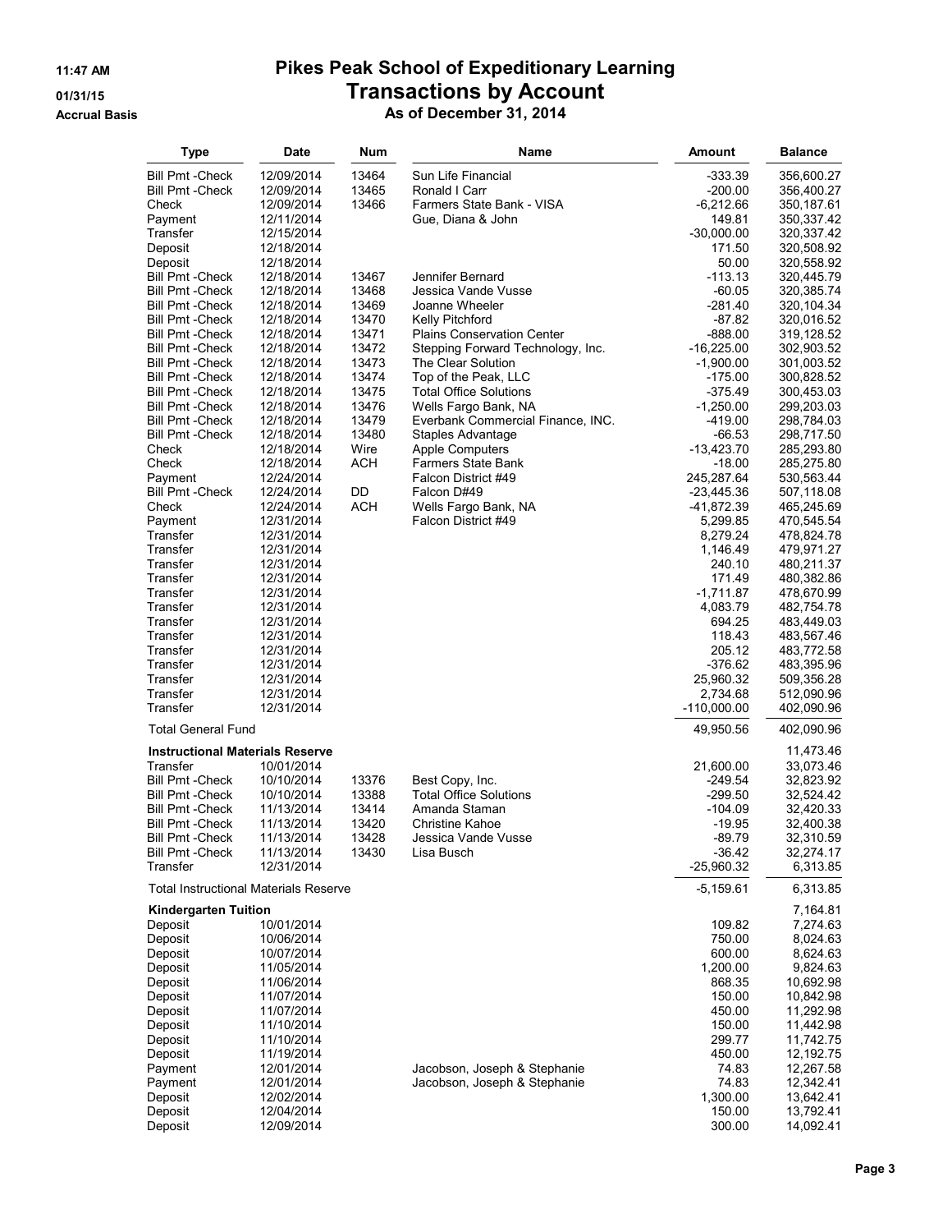# Pikes Peak School of Expeditionary Learning

## Transactions by Account

### As of December 31, 2014

11:47 AM
01/31/15
Accrual Basis

| Type | Date | Num | Name | Amount | Balance |
|---|---|---|---|---|---|
| Bill Pmt -Check | 12/09/2014 | 13464 | Sun Life Financial | -333.39 | 356,600.27 |
| Bill Pmt -Check | 12/09/2014 | 13465 | Ronald I Carr | -200.00 | 356,400.27 |
| Check | 12/09/2014 | 13466 | Farmers State Bank - VISA | -6,212.66 | 350,187.61 |
| Payment | 12/11/2014 | | Gue, Diana & John | 149.81 | 350,337.42 |
| Transfer | 12/15/2014 | | | -30,000.00 | 320,337.42 |
| Deposit | 12/18/2014 | | | 171.50 | 320,508.92 |
| Deposit | 12/18/2014 | | | 50.00 | 320,558.92 |
| Bill Pmt -Check | 12/18/2014 | 13467 | Jennifer Bernard | -113.13 | 320,445.79 |
| Bill Pmt -Check | 12/18/2014 | 13468 | Jessica Vande Vusse | -60.05 | 320,385.74 |
| Bill Pmt -Check | 12/18/2014 | 13469 | Joanne Wheeler | -281.40 | 320,104.34 |
| Bill Pmt -Check | 12/18/2014 | 13470 | Kelly Pitchford | -87.82 | 320,016.52 |
| Bill Pmt -Check | 12/18/2014 | 13471 | Plains Conservation Center | -888.00 | 319,128.52 |
| Bill Pmt -Check | 12/18/2014 | 13472 | Stepping Forward Technology, Inc. | -16,225.00 | 302,903.52 |
| Bill Pmt -Check | 12/18/2014 | 13473 | The Clear Solution | -1,900.00 | 301,003.52 |
| Bill Pmt -Check | 12/18/2014 | 13474 | Top of the Peak, LLC | -175.00 | 300,828.52 |
| Bill Pmt -Check | 12/18/2014 | 13475 | Total Office Solutions | -375.49 | 300,453.03 |
| Bill Pmt -Check | 12/18/2014 | 13476 | Wells Fargo Bank, NA | -1,250.00 | 299,203.03 |
| Bill Pmt -Check | 12/18/2014 | 13479 | Everbank Commercial Finance, INC. | -419.00 | 298,784.03 |
| Bill Pmt -Check | 12/18/2014 | 13480 | Staples Advantage | -66.53 | 298,717.50 |
| Check | 12/18/2014 | Wire | Apple Computers | -13,423.70 | 285,293.80 |
| Check | 12/18/2014 | ACH | Farmers State Bank | -18.00 | 285,275.80 |
| Payment | 12/24/2014 | | Falcon District #49 | 245,287.64 | 530,563.44 |
| Bill Pmt -Check | 12/24/2014 | DD | Falcon D#49 | -23,445.36 | 507,118.08 |
| Check | 12/24/2014 | ACH | Wells Fargo Bank, NA | -41,872.39 | 465,245.69 |
| Payment | 12/31/2014 | | Falcon District #49 | 5,299.85 | 470,545.54 |
| Transfer | 12/31/2014 | | | 8,279.24 | 478,824.78 |
| Transfer | 12/31/2014 | | | 1,146.49 | 479,971.27 |
| Transfer | 12/31/2014 | | | 240.10 | 480,211.37 |
| Transfer | 12/31/2014 | | | 171.49 | 480,382.86 |
| Transfer | 12/31/2014 | | | -1,711.87 | 478,670.99 |
| Transfer | 12/31/2014 | | | 4,083.79 | 482,754.78 |
| Transfer | 12/31/2014 | | | 694.25 | 483,449.03 |
| Transfer | 12/31/2014 | | | 118.43 | 483,567.46 |
| Transfer | 12/31/2014 | | | 205.12 | 483,772.58 |
| Transfer | 12/31/2014 | | | -376.62 | 483,395.96 |
| Transfer | 12/31/2014 | | | 25,960.32 | 509,356.28 |
| Transfer | 12/31/2014 | | | 2,734.68 | 512,090.96 |
| Transfer | 12/31/2014 | | | -110,000.00 | 402,090.96 |
| **Total General Fund** | | | | 49,950.56 | 402,090.96 |
| **Instructional Materials Reserve** | | | | | 11,473.46 |
| Transfer | 10/01/2014 | | | 21,600.00 | 33,073.46 |
| Bill Pmt -Check | 10/10/2014 | 13376 | Best Copy, Inc. | -249.54 | 32,823.92 |
| Bill Pmt -Check | 10/10/2014 | 13388 | Total Office Solutions | -299.50 | 32,524.42 |
| Bill Pmt -Check | 11/13/2014 | 13414 | Amanda Staman | -104.09 | 32,420.33 |
| Bill Pmt -Check | 11/13/2014 | 13420 | Christine Kahoe | -19.95 | 32,400.38 |
| Bill Pmt -Check | 11/13/2014 | 13428 | Jessica Vande Vusse | -89.79 | 32,310.59 |
| Bill Pmt -Check | 11/13/2014 | 13430 | Lisa Busch | -36.42 | 32,274.17 |
| Transfer | 12/31/2014 | | | -25,960.32 | 6,313.85 |
| **Total Instructional Materials Reserve** | | | | -5,159.61 | 6,313.85 |
| **Kindergarten Tuition** | | | | | 7,164.81 |
| Deposit | 10/01/2014 | | | 109.82 | 7,274.63 |
| Deposit | 10/06/2014 | | | 750.00 | 8,024.63 |
| Deposit | 10/07/2014 | | | 600.00 | 8,624.63 |
| Deposit | 11/05/2014 | | | 1,200.00 | 9,824.63 |
| Deposit | 11/06/2014 | | | 868.35 | 10,692.98 |
| Deposit | 11/07/2014 | | | 150.00 | 10,842.98 |
| Deposit | 11/07/2014 | | | 450.00 | 11,292.98 |
| Deposit | 11/10/2014 | | | 150.00 | 11,442.98 |
| Deposit | 11/10/2014 | | | 299.77 | 11,742.75 |
| Deposit | 11/19/2014 | | | 450.00 | 12,192.75 |
| Payment | 12/01/2014 | | Jacobson, Joseph & Stephanie | 74.83 | 12,267.58 |
| Payment | 12/01/2014 | | Jacobson, Joseph & Stephanie | 74.83 | 12,342.41 |
| Deposit | 12/02/2014 | | | 1,300.00 | 13,642.41 |
| Deposit | 12/04/2014 | | | 150.00 | 13,792.41 |
| Deposit | 12/09/2014 | | | 300.00 | 14,092.41 |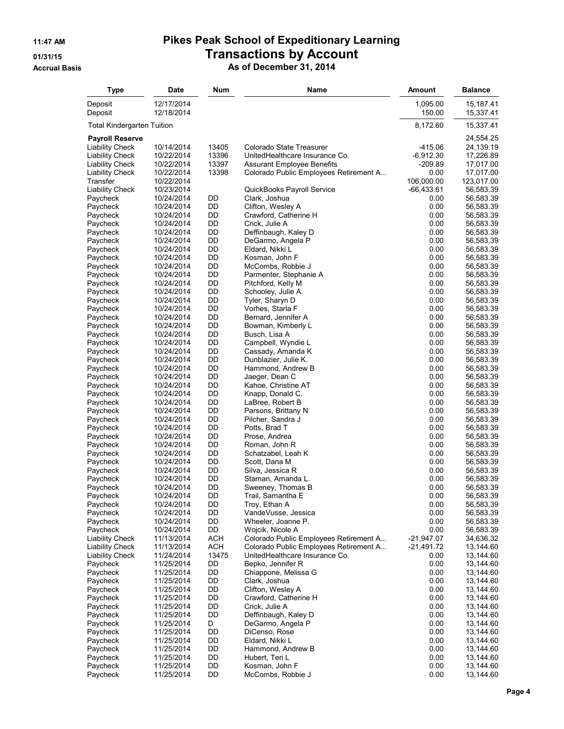# Pikes Peak School of Expeditionary Learning

## Transactions by Account

### As of December 31, 2014

11:47 AM
01/31/15
Accrual Basis

| Type | Date | Num | Name | Amount | Balance |
|---|---|---|---|---|---|
| Deposit | 12/17/2014 | | | 1,095.00 | 15,187.41 |
| Deposit | 12/18/2014 | | | 150.00 | 15,337.41 |
| Total Kindergarten Tuition | | | | 8,172.60 | 15,337.41 |
| **Payroll Reserve** | | | | | 24,554.25 |
| Liability Check | 10/14/2014 | 13405 | Colorado State Treasurer | -415.06 | 24,139.19 |
| Liability Check | 10/22/2014 | 13396 | UnitedHealthcare Insurance Co. | -6,912.30 | 17,226.89 |
| Liability Check | 10/22/2014 | 13397 | Assurant Employee Benefits | -209.89 | 17,017.00 |
| Liability Check | 10/22/2014 | 13398 | Colorado Public Employees Retirement A... | 0.00 | 17,017.00 |
| Transfer | 10/22/2014 | | | 106,000.00 | 123,017.00 |
| Liability Check | 10/23/2014 | | QuickBooks Payroll Service | -66,433.61 | 56,583.39 |
| Paycheck | 10/24/2014 | DD | Clark, Joshua | 0.00 | 56,583.39 |
| Paycheck | 10/24/2014 | DD | Clifton, Wesley A | 0.00 | 56,583.39 |
| Paycheck | 10/24/2014 | DD | Crawford, Catherine H | 0.00 | 56,583.39 |
| Paycheck | 10/24/2014 | DD | Crick, Julie A | 0.00 | 56,583.39 |
| Paycheck | 10/24/2014 | DD | Deffinbaugh, Kaley D | 0.00 | 56,583.39 |
| Paycheck | 10/24/2014 | DD | DeGarmo, Angela P | 0.00 | 56,583.39 |
| Paycheck | 10/24/2014 | DD | Eldard, Nikki L | 0.00 | 56,583.39 |
| Paycheck | 10/24/2014 | DD | Kosman, John F | 0.00 | 56,583.39 |
| Paycheck | 10/24/2014 | DD | McCombs, Robbie J | 0.00 | 56,583.39 |
| Paycheck | 10/24/2014 | DD | Parmenter, Stephanie A | 0.00 | 56,583.39 |
| Paycheck | 10/24/2014 | DD | Pitchford, Kelly M | 0.00 | 56,583.39 |
| Paycheck | 10/24/2014 | DD | Schooley, Julie A. | 0.00 | 56,583.39 |
| Paycheck | 10/24/2014 | DD | Tyler, Sharyn D | 0.00 | 56,583.39 |
| Paycheck | 10/24/2014 | DD | Vorhes, Starla F | 0.00 | 56,583.39 |
| Paycheck | 10/24/2014 | DD | Bernard, Jennifer A | 0.00 | 56,583.39 |
| Paycheck | 10/24/2014 | DD | Bowman, Kimberly L | 0.00 | 56,583.39 |
| Paycheck | 10/24/2014 | DD | Busch, Lisa A | 0.00 | 56,583.39 |
| Paycheck | 10/24/2014 | DD | Campbell, Wyndie L | 0.00 | 56,583.39 |
| Paycheck | 10/24/2014 | DD | Cassady, Amanda K | 0.00 | 56,583.39 |
| Paycheck | 10/24/2014 | DD | Dunblazier, Julie K. | 0.00 | 56,583.39 |
| Paycheck | 10/24/2014 | DD | Hammond, Andrew B | 0.00 | 56,583.39 |
| Paycheck | 10/24/2014 | DD | Jaeger, Dean C | 0.00 | 56,583.39 |
| Paycheck | 10/24/2014 | DD | Kahoe, Christine AT | 0.00 | 56,583.39 |
| Paycheck | 10/24/2014 | DD | Knapp, Donald C. | 0.00 | 56,583.39 |
| Paycheck | 10/24/2014 | DD | LaBree, Robert B | 0.00 | 56,583.39 |
| Paycheck | 10/24/2014 | DD | Parsons, Brittany N | 0.00 | 56,583.39 |
| Paycheck | 10/24/2014 | DD | Pilcher, Sandra J | 0.00 | 56,583.39 |
| Paycheck | 10/24/2014 | DD | Potts, Brad T | 0.00 | 56,583.39 |
| Paycheck | 10/24/2014 | DD | Prose, Andrea | 0.00 | 56,583.39 |
| Paycheck | 10/24/2014 | DD | Roman, John R | 0.00 | 56,583.39 |
| Paycheck | 10/24/2014 | DD | Schatzabel, Leah K | 0.00 | 56,583.39 |
| Paycheck | 10/24/2014 | DD | Scott, Dana M | 0.00 | 56,583.39 |
| Paycheck | 10/24/2014 | DD | Silva, Jessica R | 0.00 | 56,583.39 |
| Paycheck | 10/24/2014 | DD | Staman, Amanda L. | 0.00 | 56,583.39 |
| Paycheck | 10/24/2014 | DD | Sweeney, Thomas B | 0.00 | 56,583.39 |
| Paycheck | 10/24/2014 | DD | Trail, Samantha E | 0.00 | 56,583.39 |
| Paycheck | 10/24/2014 | DD | Troy, Ethan A | 0.00 | 56,583.39 |
| Paycheck | 10/24/2014 | DD | VandeVusse, Jessica | 0.00 | 56,583.39 |
| Paycheck | 10/24/2014 | DD | Wheeler, Joanne P. | 0.00 | 56,583.39 |
| Paycheck | 10/24/2014 | DD | Wojcik, Nicole A | 0.00 | 56,583.39 |
| Liability Check | 11/13/2014 | ACH | Colorado Public Employees Retirement A... | -21,947.07 | 34,636.32 |
| Liability Check | 11/13/2014 | ACH | Colorado Public Employees Retirement A... | -21,491.72 | 13,144.60 |
| Liability Check | 11/24/2014 | 13475 | UnitedHealthcare Insurance Co. | 0.00 | 13,144.60 |
| Paycheck | 11/25/2014 | DD | Bepko, Jennifer R | 0.00 | 13,144.60 |
| Paycheck | 11/25/2014 | DD | Chiappone, Melissa G | 0.00 | 13,144.60 |
| Paycheck | 11/25/2014 | DD | Clark, Joshua | 0.00 | 13,144.60 |
| Paycheck | 11/25/2014 | DD | Clifton, Wesley A | 0.00 | 13,144.60 |
| Paycheck | 11/25/2014 | DD | Crawford, Catherine H | 0.00 | 13,144.60 |
| Paycheck | 11/25/2014 | DD | Crick, Julie A | 0.00 | 13,144.60 |
| Paycheck | 11/25/2014 | DD | Deffinbaugh, Kaley D | 0.00 | 13,144.60 |
| Paycheck | 11/25/2014 | D | DeGarmo, Angela P | 0.00 | 13,144.60 |
| Paycheck | 11/25/2014 | DD | DiCenso, Rose | 0.00 | 13,144.60 |
| Paycheck | 11/25/2014 | DD | Eldard, Nikki L | 0.00 | 13,144.60 |
| Paycheck | 11/25/2014 | DD | Hammond, Andrew B | 0.00 | 13,144.60 |
| Paycheck | 11/25/2014 | DD | Hubert, Teri L | 0.00 | 13,144.60 |
| Paycheck | 11/25/2014 | DD | Kosman, John F | 0.00 | 13,144.60 |
| Paycheck | 11/25/2014 | DD | McCombs, Robbie J | 0.00 | 13,144.60 |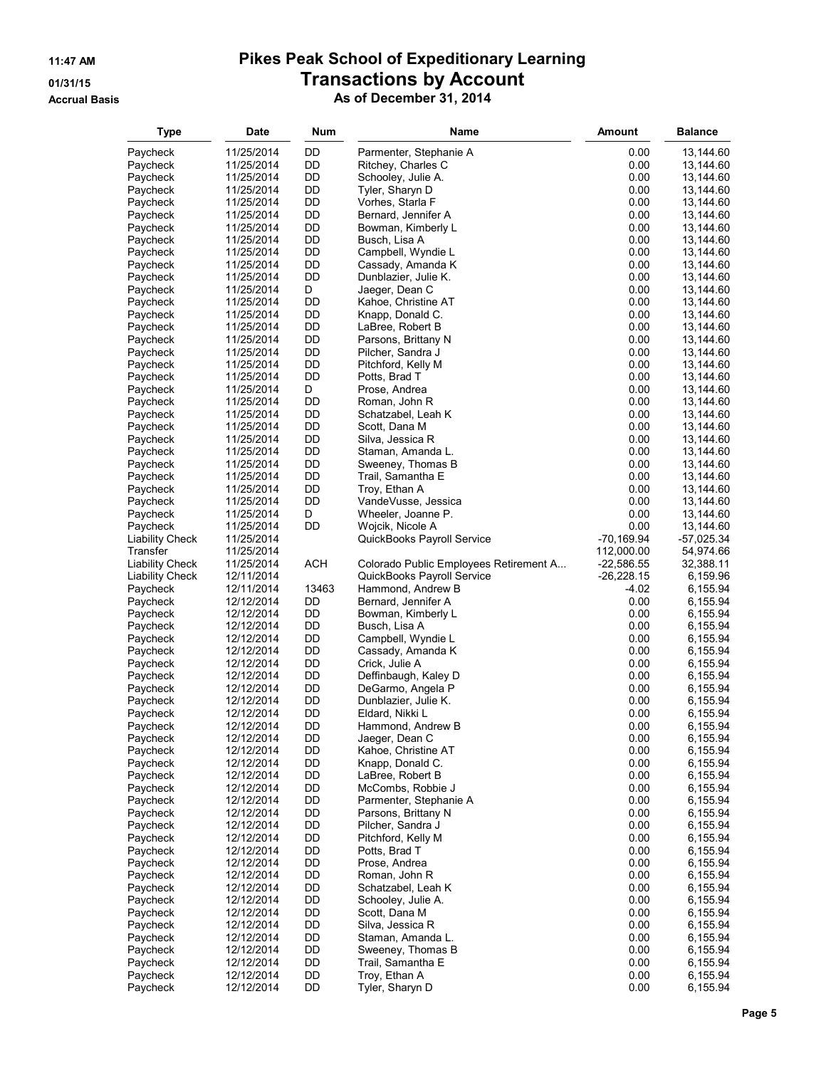# Pikes Peak School of Expeditionary Learning
## Transactions by Account
### As of December 31, 2014

11:47 AM
01/31/15
Accrual Basis

| Type | Date | Num | Name | Amount | Balance |
|---|---|---|---|---|---|
| Paycheck | 11/25/2014 | DD | Parmenter, Stephanie A | 0.00 | 13,144.60 |
| Paycheck | 11/25/2014 | DD | Ritchey, Charles C | 0.00 | 13,144.60 |
| Paycheck | 11/25/2014 | DD | Schooley, Julie A. | 0.00 | 13,144.60 |
| Paycheck | 11/25/2014 | DD | Tyler, Sharyn D | 0.00 | 13,144.60 |
| Paycheck | 11/25/2014 | DD | Vorhes, Starla F | 0.00 | 13,144.60 |
| Paycheck | 11/25/2014 | DD | Bernard, Jennifer A | 0.00 | 13,144.60 |
| Paycheck | 11/25/2014 | DD | Bowman, Kimberly L | 0.00 | 13,144.60 |
| Paycheck | 11/25/2014 | DD | Busch, Lisa A | 0.00 | 13,144.60 |
| Paycheck | 11/25/2014 | DD | Campbell, Wyndie L | 0.00 | 13,144.60 |
| Paycheck | 11/25/2014 | DD | Cassady, Amanda K | 0.00 | 13,144.60 |
| Paycheck | 11/25/2014 | DD | Dunblazier, Julie K. | 0.00 | 13,144.60 |
| Paycheck | 11/25/2014 | D | Jaeger, Dean C | 0.00 | 13,144.60 |
| Paycheck | 11/25/2014 | DD | Kahoe, Christine AT | 0.00 | 13,144.60 |
| Paycheck | 11/25/2014 | DD | Knapp, Donald C. | 0.00 | 13,144.60 |
| Paycheck | 11/25/2014 | DD | LaBree, Robert B | 0.00 | 13,144.60 |
| Paycheck | 11/25/2014 | DD | Parsons, Brittany N | 0.00 | 13,144.60 |
| Paycheck | 11/25/2014 | DD | Pilcher, Sandra J | 0.00 | 13,144.60 |
| Paycheck | 11/25/2014 | DD | Pitchford, Kelly M | 0.00 | 13,144.60 |
| Paycheck | 11/25/2014 | DD | Potts, Brad T | 0.00 | 13,144.60 |
| Paycheck | 11/25/2014 | D | Prose, Andrea | 0.00 | 13,144.60 |
| Paycheck | 11/25/2014 | DD | Roman, John R | 0.00 | 13,144.60 |
| Paycheck | 11/25/2014 | DD | Schatzabel, Leah K | 0.00 | 13,144.60 |
| Paycheck | 11/25/2014 | DD | Scott, Dana M | 0.00 | 13,144.60 |
| Paycheck | 11/25/2014 | DD | Silva, Jessica R | 0.00 | 13,144.60 |
| Paycheck | 11/25/2014 | DD | Staman, Amanda L. | 0.00 | 13,144.60 |
| Paycheck | 11/25/2014 | DD | Sweeney, Thomas B | 0.00 | 13,144.60 |
| Paycheck | 11/25/2014 | DD | Trail, Samantha E | 0.00 | 13,144.60 |
| Paycheck | 11/25/2014 | DD | Troy, Ethan A | 0.00 | 13,144.60 |
| Paycheck | 11/25/2014 | DD | VandeVusse, Jessica | 0.00 | 13,144.60 |
| Paycheck | 11/25/2014 | D | Wheeler, Joanne P. | 0.00 | 13,144.60 |
| Paycheck | 11/25/2014 | DD | Wojcik, Nicole A | 0.00 | 13,144.60 |
| Liability Check | 11/25/2014 | | QuickBooks Payroll Service | -70,169.94 | -57,025.34 |
| Transfer | 11/25/2014 | | | 112,000.00 | 54,974.66 |
| Liability Check | 11/25/2014 | ACH | Colorado Public Employees Retirement A... | -22,586.55 | 32,388.11 |
| Liability Check | 12/11/2014 | | QuickBooks Payroll Service | -26,228.15 | 6,159.96 |
| Paycheck | 12/11/2014 | 13463 | Hammond, Andrew B | -4.02 | 6,155.94 |
| Paycheck | 12/12/2014 | DD | Bernard, Jennifer A | 0.00 | 6,155.94 |
| Paycheck | 12/12/2014 | DD | Bowman, Kimberly L | 0.00 | 6,155.94 |
| Paycheck | 12/12/2014 | DD | Busch, Lisa A | 0.00 | 6,155.94 |
| Paycheck | 12/12/2014 | DD | Campbell, Wyndie L | 0.00 | 6,155.94 |
| Paycheck | 12/12/2014 | DD | Cassady, Amanda K | 0.00 | 6,155.94 |
| Paycheck | 12/12/2014 | DD | Crick, Julie A | 0.00 | 6,155.94 |
| Paycheck | 12/12/2014 | DD | Deffinbaugh, Kaley D | 0.00 | 6,155.94 |
| Paycheck | 12/12/2014 | DD | DeGarmo, Angela P | 0.00 | 6,155.94 |
| Paycheck | 12/12/2014 | DD | Dunblazier, Julie K. | 0.00 | 6,155.94 |
| Paycheck | 12/12/2014 | DD | Eldard, Nikki L | 0.00 | 6,155.94 |
| Paycheck | 12/12/2014 | DD | Hammond, Andrew B | 0.00 | 6,155.94 |
| Paycheck | 12/12/2014 | DD | Jaeger, Dean C | 0.00 | 6,155.94 |
| Paycheck | 12/12/2014 | DD | Kahoe, Christine AT | 0.00 | 6,155.94 |
| Paycheck | 12/12/2014 | DD | Knapp, Donald C. | 0.00 | 6,155.94 |
| Paycheck | 12/12/2014 | DD | LaBree, Robert B | 0.00 | 6,155.94 |
| Paycheck | 12/12/2014 | DD | McCombs, Robbie J | 0.00 | 6,155.94 |
| Paycheck | 12/12/2014 | DD | Parmenter, Stephanie A | 0.00 | 6,155.94 |
| Paycheck | 12/12/2014 | DD | Parsons, Brittany N | 0.00 | 6,155.94 |
| Paycheck | 12/12/2014 | DD | Pilcher, Sandra J | 0.00 | 6,155.94 |
| Paycheck | 12/12/2014 | DD | Pitchford, Kelly M | 0.00 | 6,155.94 |
| Paycheck | 12/12/2014 | DD | Potts, Brad T | 0.00 | 6,155.94 |
| Paycheck | 12/12/2014 | DD | Prose, Andrea | 0.00 | 6,155.94 |
| Paycheck | 12/12/2014 | DD | Roman, John R | 0.00 | 6,155.94 |
| Paycheck | 12/12/2014 | DD | Schatzabel, Leah K | 0.00 | 6,155.94 |
| Paycheck | 12/12/2014 | DD | Schooley, Julie A. | 0.00 | 6,155.94 |
| Paycheck | 12/12/2014 | DD | Scott, Dana M | 0.00 | 6,155.94 |
| Paycheck | 12/12/2014 | DD | Silva, Jessica R | 0.00 | 6,155.94 |
| Paycheck | 12/12/2014 | DD | Staman, Amanda L. | 0.00 | 6,155.94 |
| Paycheck | 12/12/2014 | DD | Sweeney, Thomas B | 0.00 | 6,155.94 |
| Paycheck | 12/12/2014 | DD | Trail, Samantha E | 0.00 | 6,155.94 |
| Paycheck | 12/12/2014 | DD | Troy, Ethan A | 0.00 | 6,155.94 |
| Paycheck | 12/12/2014 | DD | Tyler, Sharyn D | 0.00 | 6,155.94 |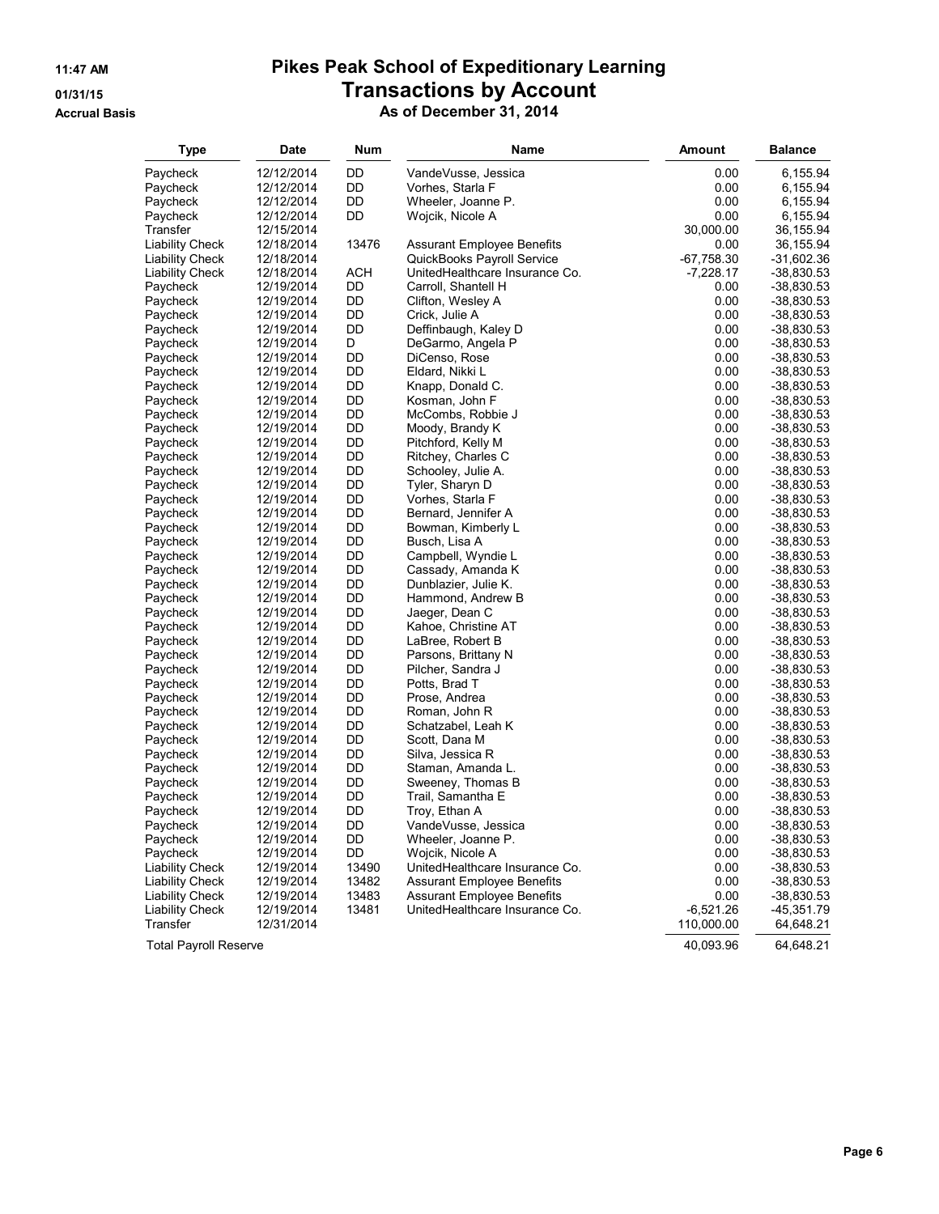# Pikes Peak School of Expeditionary Learning
## Transactions by Account
### As of December 31, 2014

11:47 AM
01/31/15
Accrual Basis

| Type | Date | Num | Name | Amount | Balance |
|---|---|---|---|---|---|
| Paycheck | 12/12/2014 | DD | VandeVusse, Jessica | 0.00 | 6,155.94 |
| Paycheck | 12/12/2014 | DD | Vorhes, Starla F | 0.00 | 6,155.94 |
| Paycheck | 12/12/2014 | DD | Wheeler, Joanne P. | 0.00 | 6,155.94 |
| Paycheck | 12/12/2014 | DD | Wojcik, Nicole A | 0.00 | 6,155.94 |
| Transfer | 12/15/2014 | | | 30,000.00 | 36,155.94 |
| Liability Check | 12/18/2014 | 13476 | Assurant Employee Benefits | 0.00 | 36,155.94 |
| Liability Check | 12/18/2014 | | QuickBooks Payroll Service | -67,758.30 | -31,602.36 |
| Liability Check | 12/18/2014 | ACH | UnitedHealthcare Insurance Co. | -7,228.17 | -38,830.53 |
| Paycheck | 12/19/2014 | DD | Carroll, Shantell H | 0.00 | -38,830.53 |
| Paycheck | 12/19/2014 | DD | Clifton, Wesley A | 0.00 | -38,830.53 |
| Paycheck | 12/19/2014 | DD | Crick, Julie A | 0.00 | -38,830.53 |
| Paycheck | 12/19/2014 | DD | Deffinbaugh, Kaley D | 0.00 | -38,830.53 |
| Paycheck | 12/19/2014 | D | DeGarmo, Angela P | 0.00 | -38,830.53 |
| Paycheck | 12/19/2014 | DD | DiCenso, Rose | 0.00 | -38,830.53 |
| Paycheck | 12/19/2014 | DD | Eldard, Nikki L | 0.00 | -38,830.53 |
| Paycheck | 12/19/2014 | DD | Knapp, Donald C. | 0.00 | -38,830.53 |
| Paycheck | 12/19/2014 | DD | Kosman, John F | 0.00 | -38,830.53 |
| Paycheck | 12/19/2014 | DD | McCombs, Robbie J | 0.00 | -38,830.53 |
| Paycheck | 12/19/2014 | DD | Moody, Brandy K | 0.00 | -38,830.53 |
| Paycheck | 12/19/2014 | DD | Pitchford, Kelly M | 0.00 | -38,830.53 |
| Paycheck | 12/19/2014 | DD | Ritchey, Charles C | 0.00 | -38,830.53 |
| Paycheck | 12/19/2014 | DD | Schooley, Julie A. | 0.00 | -38,830.53 |
| Paycheck | 12/19/2014 | DD | Tyler, Sharyn D | 0.00 | -38,830.53 |
| Paycheck | 12/19/2014 | DD | Vorhes, Starla F | 0.00 | -38,830.53 |
| Paycheck | 12/19/2014 | DD | Bernard, Jennifer A | 0.00 | -38,830.53 |
| Paycheck | 12/19/2014 | DD | Bowman, Kimberly L | 0.00 | -38,830.53 |
| Paycheck | 12/19/2014 | DD | Busch, Lisa A | 0.00 | -38,830.53 |
| Paycheck | 12/19/2014 | DD | Campbell, Wyndie L | 0.00 | -38,830.53 |
| Paycheck | 12/19/2014 | DD | Cassady, Amanda K | 0.00 | -38,830.53 |
| Paycheck | 12/19/2014 | DD | Dunblazier, Julie K. | 0.00 | -38,830.53 |
| Paycheck | 12/19/2014 | DD | Hammond, Andrew B | 0.00 | -38,830.53 |
| Paycheck | 12/19/2014 | DD | Jaeger, Dean C | 0.00 | -38,830.53 |
| Paycheck | 12/19/2014 | DD | Kahoe, Christine AT | 0.00 | -38,830.53 |
| Paycheck | 12/19/2014 | DD | LaBree, Robert B | 0.00 | -38,830.53 |
| Paycheck | 12/19/2014 | DD | Parsons, Brittany N | 0.00 | -38,830.53 |
| Paycheck | 12/19/2014 | DD | Pilcher, Sandra J | 0.00 | -38,830.53 |
| Paycheck | 12/19/2014 | DD | Potts, Brad T | 0.00 | -38,830.53 |
| Paycheck | 12/19/2014 | DD | Prose, Andrea | 0.00 | -38,830.53 |
| Paycheck | 12/19/2014 | DD | Roman, John R | 0.00 | -38,830.53 |
| Paycheck | 12/19/2014 | DD | Schatzabel, Leah K | 0.00 | -38,830.53 |
| Paycheck | 12/19/2014 | DD | Scott, Dana M | 0.00 | -38,830.53 |
| Paycheck | 12/19/2014 | DD | Silva, Jessica R | 0.00 | -38,830.53 |
| Paycheck | 12/19/2014 | DD | Staman, Amanda L. | 0.00 | -38,830.53 |
| Paycheck | 12/19/2014 | DD | Sweeney, Thomas B | 0.00 | -38,830.53 |
| Paycheck | 12/19/2014 | DD | Trail, Samantha E | 0.00 | -38,830.53 |
| Paycheck | 12/19/2014 | DD | Troy, Ethan A | 0.00 | -38,830.53 |
| Paycheck | 12/19/2014 | DD | VandeVusse, Jessica | 0.00 | -38,830.53 |
| Paycheck | 12/19/2014 | DD | Wheeler, Joanne P. | 0.00 | -38,830.53 |
| Paycheck | 12/19/2014 | DD | Wojcik, Nicole A | 0.00 | -38,830.53 |
| Liability Check | 12/19/2014 | 13490 | UnitedHealthcare Insurance Co. | 0.00 | -38,830.53 |
| Liability Check | 12/19/2014 | 13482 | Assurant Employee Benefits | 0.00 | -38,830.53 |
| Liability Check | 12/19/2014 | 13483 | Assurant Employee Benefits | 0.00 | -38,830.53 |
| Liability Check | 12/19/2014 | 13481 | UnitedHealthcare Insurance Co. | -6,521.26 | -45,351.79 |
| Transfer | 12/31/2014 | | | 110,000.00 | 64,648.21 |
| Total Payroll Reserve | | | | 40,093.96 | 64,648.21 |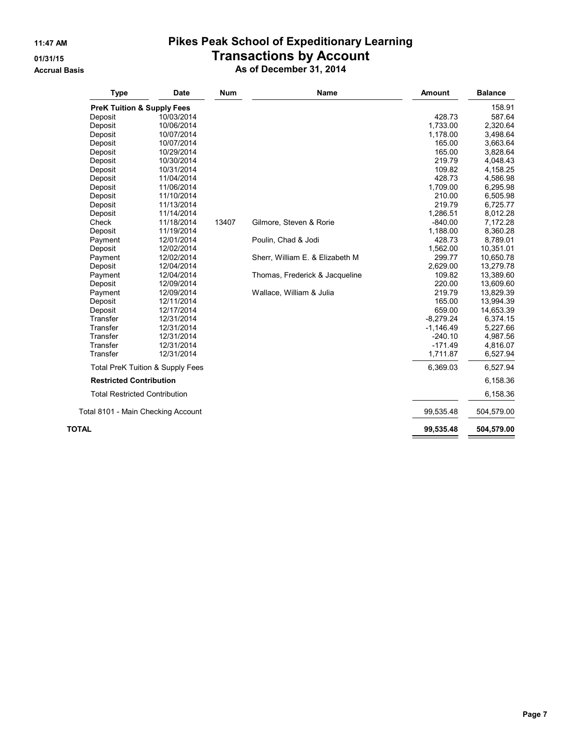# Pikes Peak School of Expeditionary Learning

## Transactions by Account

### As of December 31, 2014

11:47 AM
01/31/15
Accrual Basis

| Type | Date | Num | Name | Amount | Balance |
|---|---|---|---|---|---|
| **PreK Tuition & Supply Fees** | | | | | 158.91 |
| Deposit | 10/03/2014 | | | 428.73 | 587.64 |
| Deposit | 10/06/2014 | | | 1,733.00 | 2,320.64 |
| Deposit | 10/07/2014 | | | 1,178.00 | 3,498.64 |
| Deposit | 10/07/2014 | | | 165.00 | 3,663.64 |
| Deposit | 10/29/2014 | | | 165.00 | 3,828.64 |
| Deposit | 10/30/2014 | | | 219.79 | 4,048.43 |
| Deposit | 10/31/2014 | | | 109.82 | 4,158.25 |
| Deposit | 11/04/2014 | | | 428.73 | 4,586.98 |
| Deposit | 11/06/2014 | | | 1,709.00 | 6,295.98 |
| Deposit | 11/10/2014 | | | 210.00 | 6,505.98 |
| Deposit | 11/13/2014 | | | 219.79 | 6,725.77 |
| Deposit | 11/14/2014 | | | 1,286.51 | 8,012.28 |
| Check | 11/18/2014 | 13407 | Gilmore, Steven & Rorie | -840.00 | 7,172.28 |
| Deposit | 11/19/2014 | | | 1,188.00 | 8,360.28 |
| Payment | 12/01/2014 | | Poulin, Chad & Jodi | 428.73 | 8,789.01 |
| Deposit | 12/02/2014 | | | 1,562.00 | 10,351.01 |
| Payment | 12/02/2014 | | Sherr, William E. & Elizabeth M | 299.77 | 10,650.78 |
| Deposit | 12/04/2014 | | | 2,629.00 | 13,279.78 |
| Payment | 12/04/2014 | | Thomas, Frederick & Jacqueline | 109.82 | 13,389.60 |
| Deposit | 12/09/2014 | | | 220.00 | 13,609.60 |
| Payment | 12/09/2014 | | Wallace, William & Julia | 219.79 | 13,829.39 |
| Deposit | 12/11/2014 | | | 165.00 | 13,994.39 |
| Deposit | 12/17/2014 | | | 659.00 | 14,653.39 |
| Transfer | 12/31/2014 | | | -8,279.24 | 6,374.15 |
| Transfer | 12/31/2014 | | | -1,146.49 | 5,227.66 |
| Transfer | 12/31/2014 | | | -240.10 | 4,987.56 |
| Transfer | 12/31/2014 | | | -171.49 | 4,816.07 |
| Transfer | 12/31/2014 | | | 1,711.87 | 6,527.94 |
| Total PreK Tuition & Supply Fees | | | | 6,369.03 | 6,527.94 |
| **Restricted Contribution** | | | | | 6,158.36 |
| Total Restricted Contribution | | | | | 6,158.36 |
| Total 8101 - Main Checking Account | | | | 99,535.48 | 504,579.00 |
| **TOTAL** | | | | **99,535.48** | **504,579.00** |